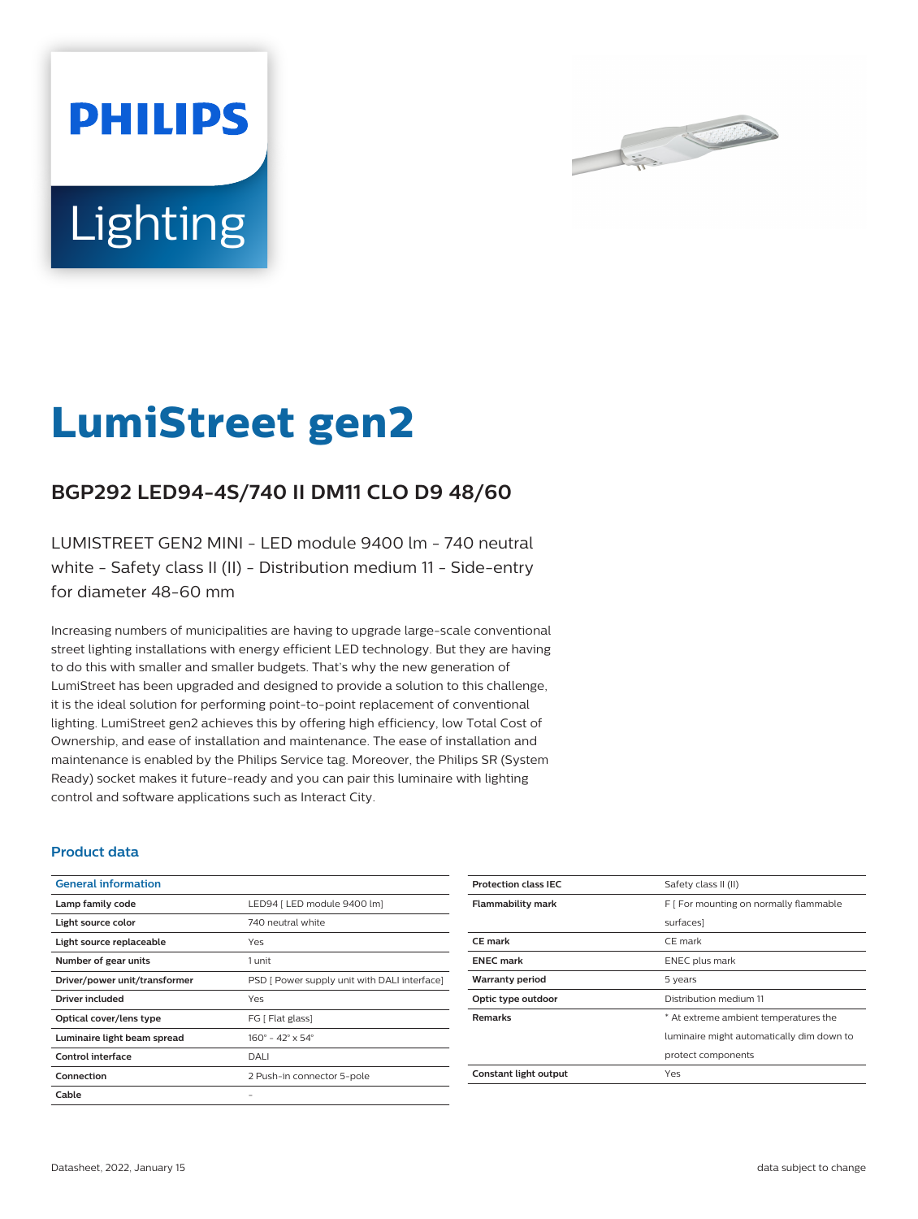PHILIPS

Lighting

# LumiStreet gen2

## BGP292 LED94-4S/740 II DM11 CLO D9 48/60

LUMISTREET GEN2 MINI - LED module 9400 lm - 740 neutral white - Safety class II (II) - Distribution medium 11 - Side-entry for diameter 48-60 mm

Increasing numbers of municipalities are having to upgrade large-scale conventional street lighting installations with energy efficient LED technology. But they are having to do this with smaller and smaller budgets. That's why the new generation of LumiStreet has been upgraded and designed to provide a solution to this challenge, it is the ideal solution for performing point-to-point replacement of conventional lighting. LumiStreet gen2 achieves this by offering high efficiency, low Total Cost of Ownership, and ease of installation and maintenance. The ease of installation and maintenance is enabled by the Philips Service tag. Moreover, the Philips SR (System Ready) socket makes it future-ready and you can pair this luminaire with lighting control and software applications such as Interact City.

### Product data

| General information | |
|---|---|
| Lamp family code | LED94 [ LED module 9400 lm] |
| Light source color | 740 neutral white |
| Light source replaceable | Yes |
| Number of gear units | 1 unit |
| Driver/power unit/transformer | PSD [ Power supply unit with DALI interface] |
| Driver included | Yes |
| Optical cover/lens type | FG [ Flat glass] |
| Luminaire light beam spread | 160° - 42° x 54° |
| Control interface | DALI |
| Connection | 2 Push-in connector 5-pole |
| Cable | - |
| Protection class IEC | Safety class II (II) |
| Flammability mark | F [ For mounting on normally flammable surfaces] |
| CE mark | CE mark |
| ENEC mark | ENEC plus mark |
| Warranty period | 5 years |
| Optic type outdoor | Distribution medium 11 |
| Remarks | * At extreme ambient temperatures the luminaire might automatically dim down to protect components |
| Constant light output | Yes |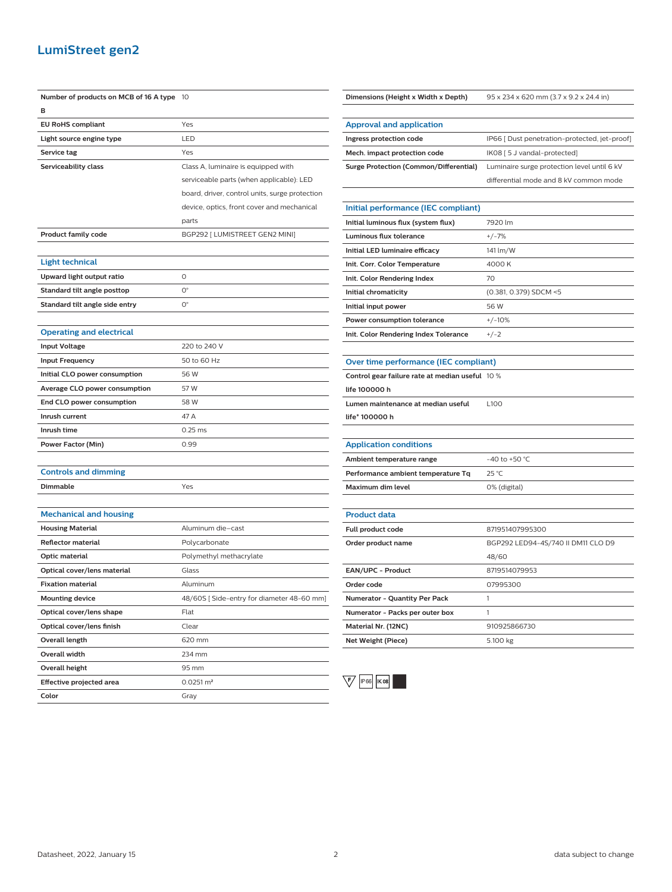# LumiStreet gen2

| | |
|---|---|
| **Number of products on MCB of 16 A type B** | 10 |
| **EU RoHS compliant** | Yes |
| **Light source engine type** | LED |
| **Service tag** | Yes |
| **Serviceability class** | Class A, luminaire is equipped with serviceable parts (when applicable): LED board, driver, control units, surge protection device, optics, front cover and mechanical parts |
| **Product family code** | BGP292 [ LUMISTREET GEN2 MINI] |

## Light technical

| | |
|---|---|
| **Upward light output ratio** | 0 |
| **Standard tilt angle posttop** | 0° |
| **Standard tilt angle side entry** | 0° |

## Operating and electrical

| | |
|---|---|
| **Input Voltage** | 220 to 240 V |
| **Input Frequency** | 50 to 60 Hz |
| **Initial CLO power consumption** | 56 W |
| **Average CLO power consumption** | 57 W |
| **End CLO power consumption** | 58 W |
| **Inrush current** | 47 A |
| **Inrush time** | 0.25 ms |
| **Power Factor (Min)** | 0.99 |

## Controls and dimming

| | |
|---|---|
| **Dimmable** | Yes |

## Mechanical and housing

| | |
|---|---|
| **Housing Material** | Aluminum die-cast |
| **Reflector material** | Polycarbonate |
| **Optic material** | Polymethyl methacrylate |
| **Optical cover/lens material** | Glass |
| **Fixation material** | Aluminum |
| **Mounting device** | 48/60S [ Side-entry for diameter 48-60 mm] |
| **Optical cover/lens shape** | Flat |
| **Optical cover/lens finish** | Clear |
| **Overall length** | 620 mm |
| **Overall width** | 234 mm |
| **Overall height** | 95 mm |
| **Effective projected area** | 0.0251 m² |
| **Color** | Gray |
| **Dimensions (Height x Width x Depth)** | 95 x 234 x 620 mm (3.7 x 9.2 x 24.4 in) |

## Approval and application

| | |
|---|---|
| **Ingress protection code** | IP66 [ Dust penetration-protected, jet-proof] |
| **Mech. impact protection code** | IK08 [ 5 J vandal-protected] |
| **Surge Protection (Common/Differential)** | Luminaire surge protection level until 6 kV differential mode and 8 kV common mode |

## Initial performance (IEC compliant)

| | |
|---|---|
| **Initial luminous flux (system flux)** | 7920 lm |
| **Luminous flux tolerance** | +/-7% |
| **Initial LED luminaire efficacy** | 141 lm/W |
| **Init. Corr. Color Temperature** | 4000 K |
| **Init. Color Rendering Index** | 70 |
| **Initial chromaticity** | (0.381, 0.379) SDCM <5 |
| **Initial input power** | 56 W |
| **Power consumption tolerance** | +/-10% |
| **Init. Color Rendering Index Tolerance** | +/-2 |

## Over time performance (IEC compliant)

| | |
|---|---|
| **Control gear failure rate at median useful life 100000 h** | 10 % |
| **Lumen maintenance at median useful life* 100000 h** | L100 |

## Application conditions

| | |
|---|---|
| **Ambient temperature range** | -40 to +50 °C |
| **Performance ambient temperature Tq** | 25 °C |
| **Maximum dim level** | 0% (digital) |

## Product data

| | |
|---|---|
| **Full product code** | 871951407995300 |
| **Order product name** | BGP292 LED94-4S/740 II DM11 CLO D9 48/60 |
| **EAN/UPC - Product** | 8719514079953 |
| **Order code** | 07995300 |
| **Numerator - Quantity Per Pack** | 1 |
| **Numerator - Packs per outer box** | 1 |
| **Material Nr. (12NC)** | 910925866730 |
| **Net Weight (Piece)** | 5.100 kg |

F IP66 IK08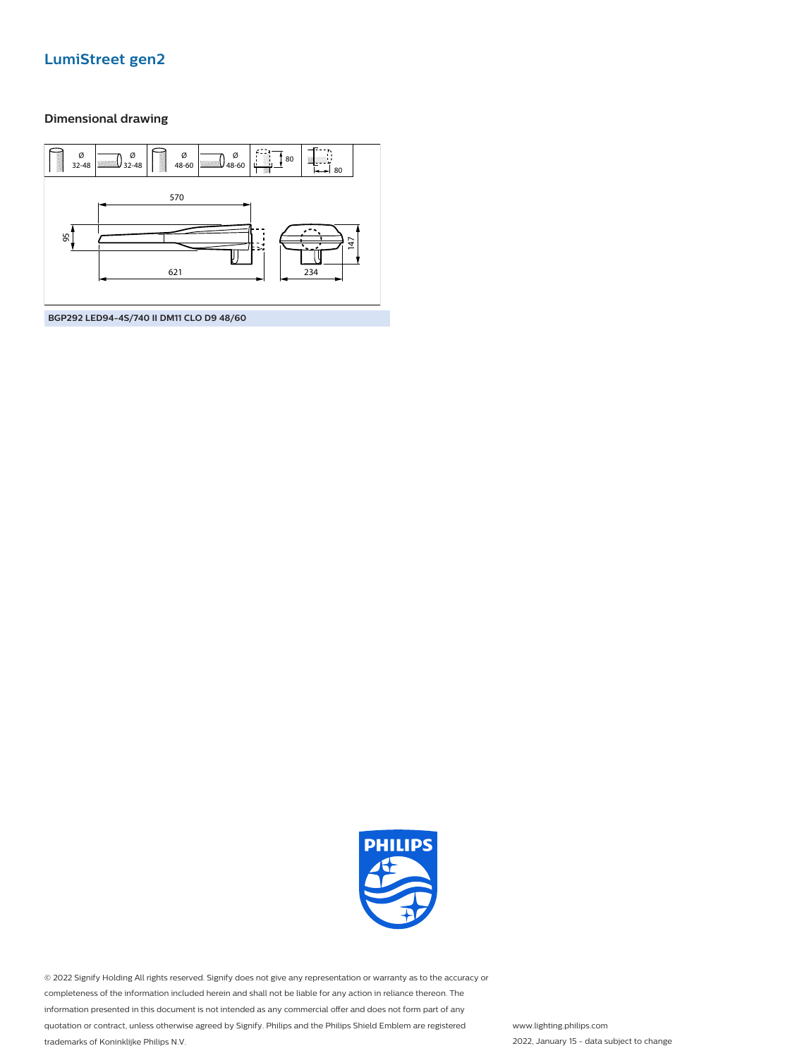## LumiStreet gen2

### Dimensional drawing

Ø
32-48

Ø
32-48

Ø
48-60

Ø
48-60

80

80

570

95

621

234

147

**BGP292 LED94-4S/740 II DM11 CLO D9 48/60**

© 2022 Signify Holding All rights reserved. Signify does not give any representation or warranty as to the accuracy or completeness of the information included herein and shall not be liable for any action in reliance thereon. The information presented in this document is not intended as any commercial offer and does not form part of any quotation or contract, unless otherwise agreed by Signify. Philips and the Philips Shield Emblem are registered trademarks of Koninklijke Philips N.V.

www.lighting.philips.com

2022, January 15 - data subject to change